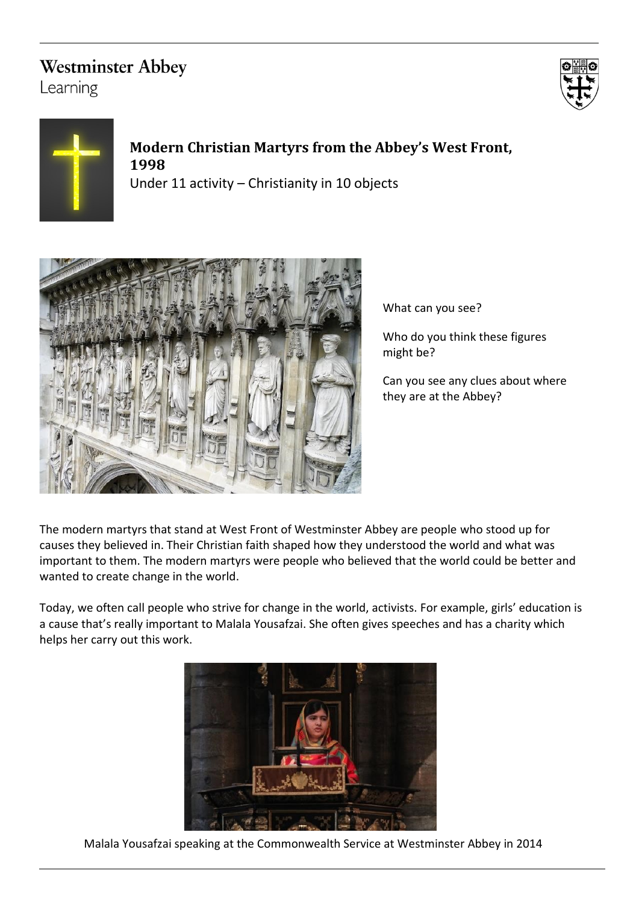Westminster Abbey
Learning

## Modern Christian Martyrs from the Abbey's West Front, 1998

Under 11 activity – Christianity in 10 objects

What can you see?

Who do you think these figures might be?

Can you see any clues about where they are at the Abbey?

The modern martyrs that stand at West Front of Westminster Abbey are people who stood up for causes they believed in. Their Christian faith shaped how they understood the world and what was important to them. The modern martyrs were people who believed that the world could be better and wanted to create change in the world.

Today, we often call people who strive for change in the world, activists. For example, girls' education is a cause that's really important to Malala Yousafzai. She often gives speeches and has a charity which helps her carry out this work.

Malala Yousafzai speaking at the Commonwealth Service at Westminster Abbey in 2014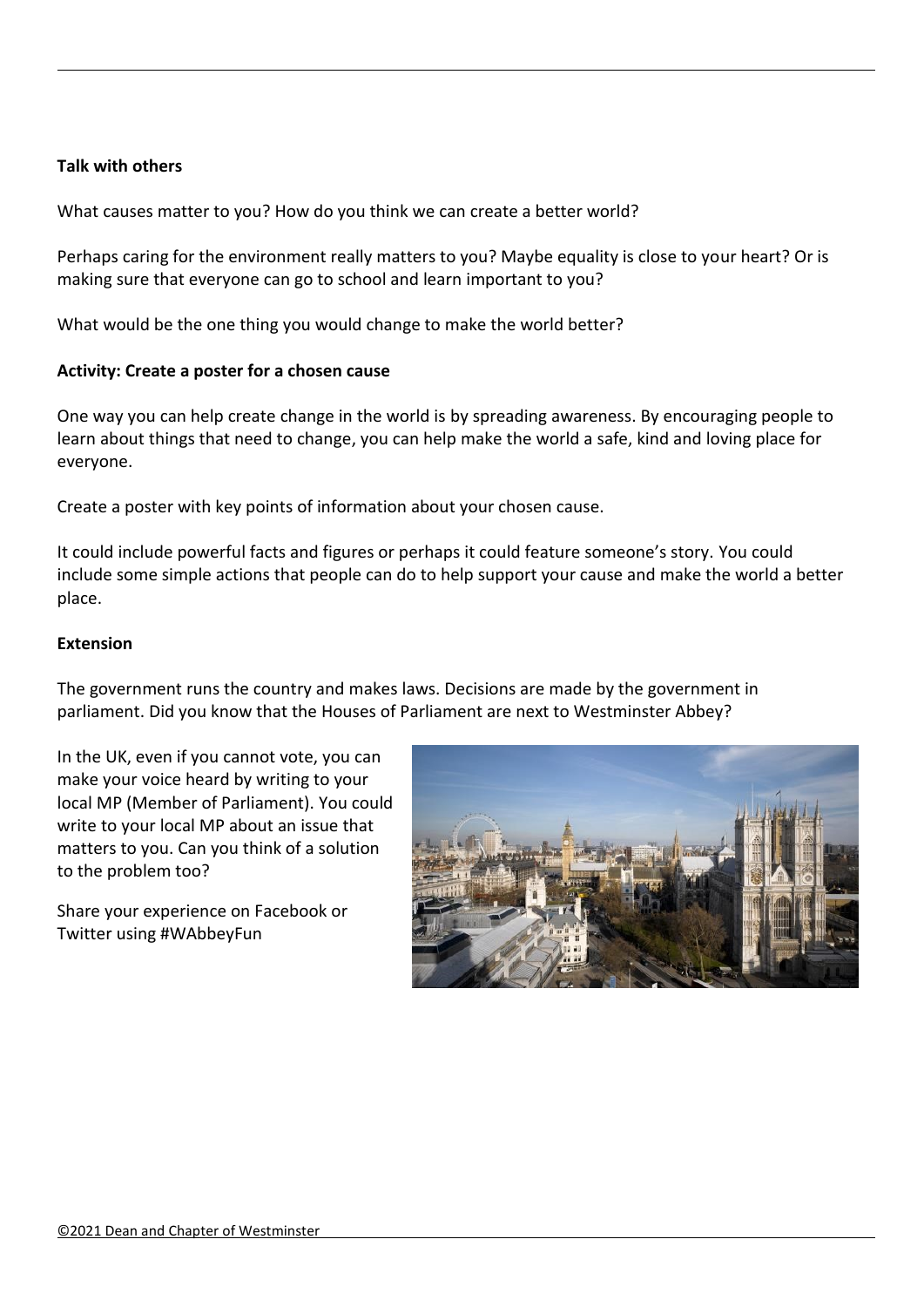**Talk with others**

What causes matter to you? How do you think we can create a better world?

Perhaps caring for the environment really matters to you? Maybe equality is close to your heart? Or is making sure that everyone can go to school and learn important to you?

What would be the one thing you would change to make the world better?

**Activity: Create a poster for a chosen cause**

One way you can help create change in the world is by spreading awareness. By encouraging people to learn about things that need to change, you can help make the world a safe, kind and loving place for everyone.

Create a poster with key points of information about your chosen cause.

It could include powerful facts and figures or perhaps it could feature someone's story. You could include some simple actions that people can do to help support your cause and make the world a better place.

**Extension**

The government runs the country and makes laws. Decisions are made by the government in parliament. Did you know that the Houses of Parliament are next to Westminster Abbey?

In the UK, even if you cannot vote, you can make your voice heard by writing to your local MP (Member of Parliament). You could write to your local MP about an issue that matters to you. Can you think of a solution to the problem too?

Share your experience on Facebook or Twitter using #WAbbeyFun

©2021 Dean and Chapter of Westminster